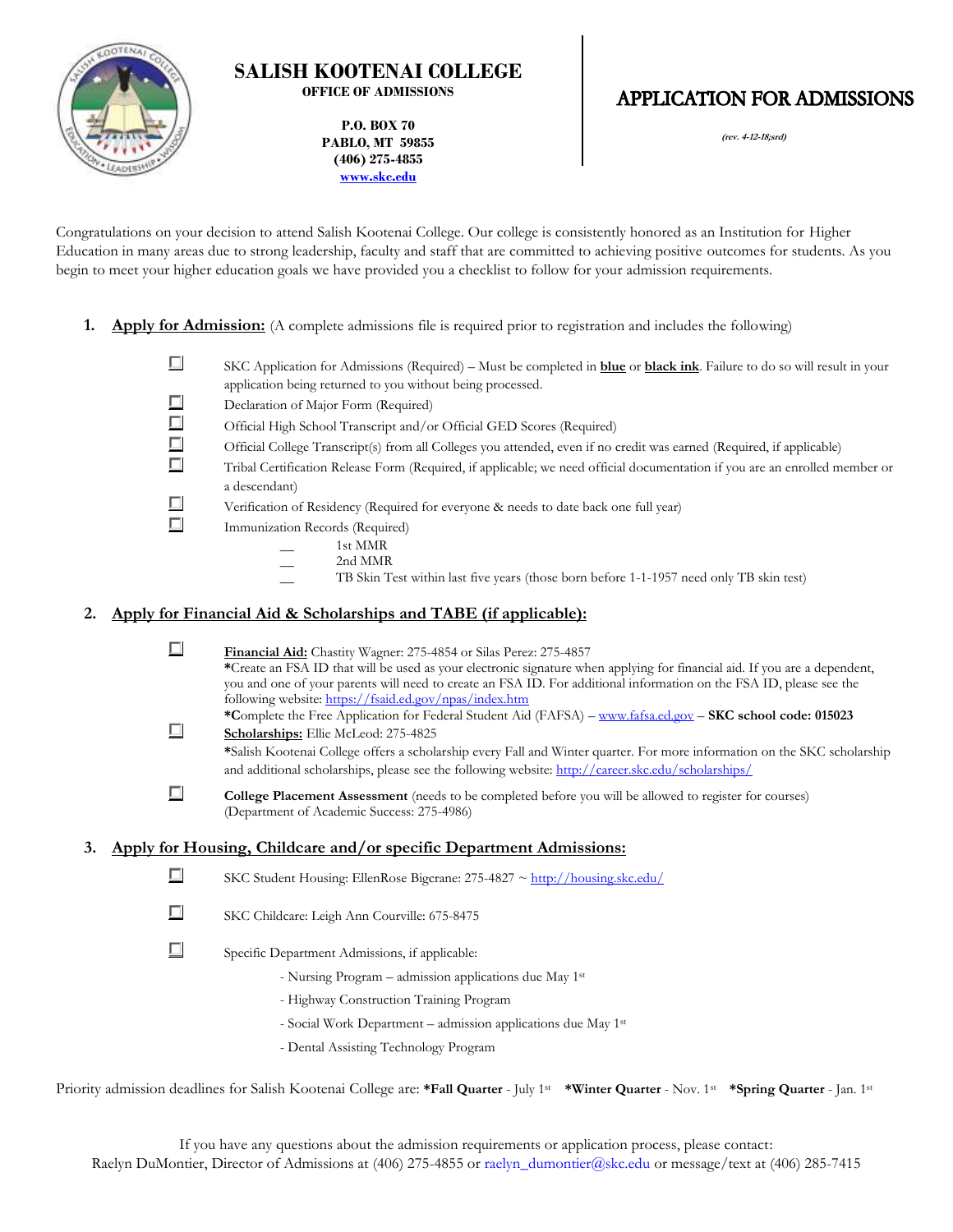# SALISH KOOTENAI COLLEGE

**OFFICE OF ADMISSIONS**

**P.O. BOX 70**
**PABLO, MT 59855**
**(406) 275-4855**
**www.skc.edu**

# APPLICATION FOR ADMISSIONS

*(rev. 4-12-18;srd)*

Congratulations on your decision to attend Salish Kootenai College. Our college is consistently honored as an Institution for Higher Education in many areas due to strong leadership, faculty and staff that are committed to achieving positive outcomes for students. As you begin to meet your higher education goals we have provided you a checklist to follow for your admission requirements.

**1. Apply for Admission:** (A complete admissions file is required prior to registration and includes the following)

- ☐ SKC Application for Admissions (Required) – Must be completed in **blue** or **black ink**. Failure to do so will result in your application being returned to you without being processed.
- ☐ Declaration of Major Form (Required)
- ☐ Official High School Transcript and/or Official GED Scores (Required)
- ☐ Official College Transcript(s) from all Colleges you attended, even if no credit was earned (Required, if applicable)
- ☐ Tribal Certification Release Form (Required, if applicable; we need official documentation if you are an enrolled member or a descendant)
- ☐ Verification of Residency (Required for everyone & needs to date back one full year)
- ☐ Immunization Records (Required)
  - __ 1st MMR
  - __ 2nd MMR
  - __ TB Skin Test within last five years (those born before 1-1-1957 need only TB skin test)

**2. Apply for Financial Aid & Scholarships and TABE (if applicable):**

- ☐ **Financial Aid:** Chastity Wagner: 275-4854 or Silas Perez: 275-4857
  **\***Create an FSA ID that will be used as your electronic signature when applying for financial aid. If you are a dependent, you and one of your parents will need to create an FSA ID. For additional information on the FSA ID, please see the following website: https://fsaid.ed.gov/npas/index.htm
  **\*C**omplete the Free Application for Federal Student Aid (FAFSA) – www.fafsa.ed.gov – **SKC school code: 015023**
- ☐ **Scholarships:** Ellie McLeod: 275-4825
  **\***Salish Kootenai College offers a scholarship every Fall and Winter quarter. For more information on the SKC scholarship and additional scholarships, please see the following website: http://career.skc.edu/scholarships/
- ☐ **College Placement Assessment** (needs to be completed before you will be allowed to register for courses) (Department of Academic Success: 275-4986)

**3. Apply for Housing, Childcare and/or specific Department Admissions:**

- ☐ SKC Student Housing: EllenRose Bigcrane: 275-4827 ~ http://housing.skc.edu/
- ☐ SKC Childcare: Leigh Ann Courville: 675-8475
- ☐ Specific Department Admissions, if applicable:
  - Nursing Program – admission applications due May 1st
  - Highway Construction Training Program
  - Social Work Department – admission applications due May 1st
  - Dental Assisting Technology Program

Priority admission deadlines for Salish Kootenai College are: **\*Fall Quarter** - July 1st **\*Winter Quarter** - Nov. 1st **\*Spring Quarter** - Jan. 1st

If you have any questions about the admission requirements or application process, please contact:
Raelyn DuMontier, Director of Admissions at (406) 275-4855 or raelyn_dumontier@skc.edu or message/text at (406) 285-7415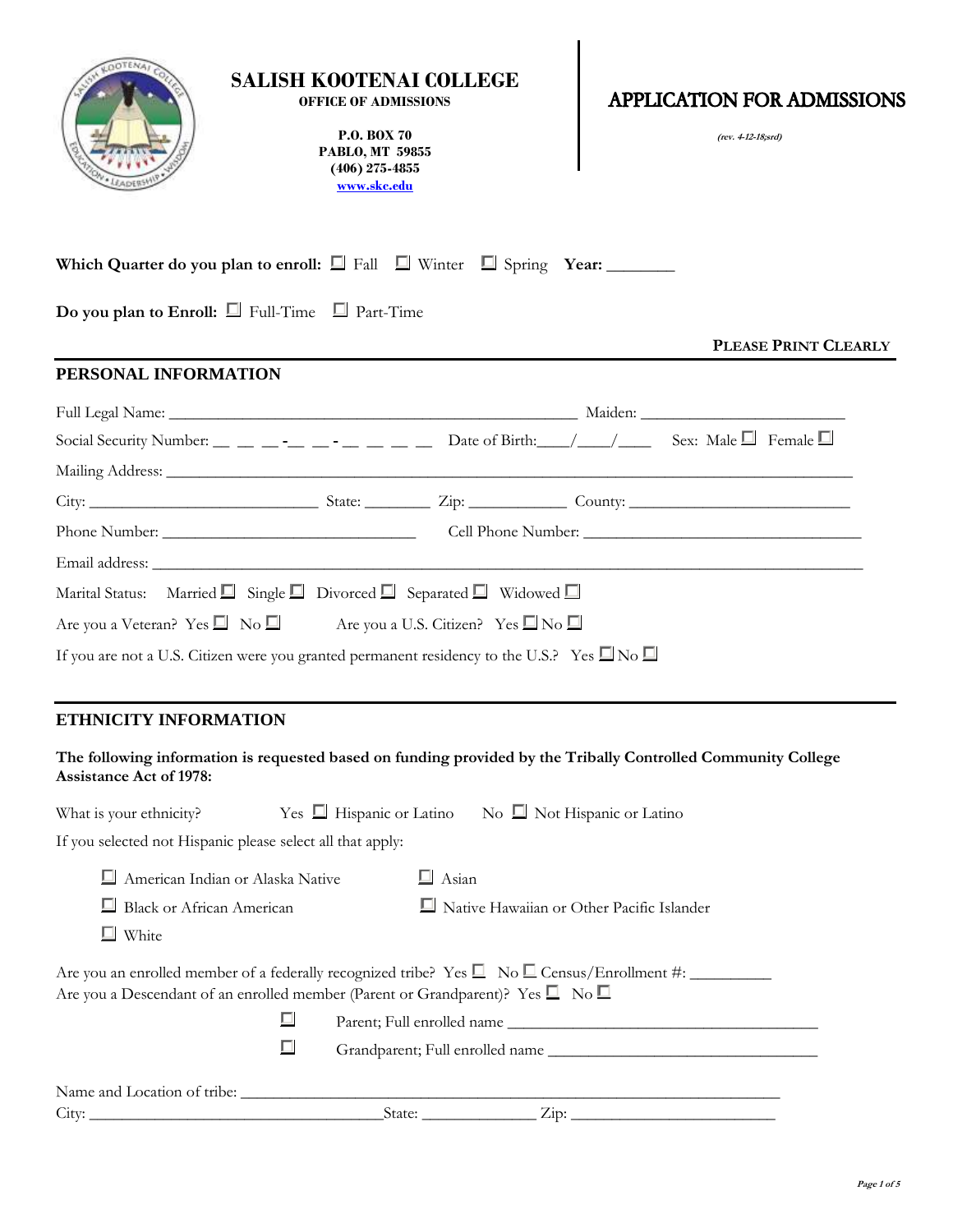# SALISH KOOTENAI COLLEGE

**OFFICE OF ADMISSIONS**

**P.O. BOX 70**
**PABLO, MT 59855**
**(406) 275-4855**
**www.skc.edu**

# APPLICATION FOR ADMISSIONS

*(rev. 4-12-18;srd)*

**Which Quarter do you plan to enroll:** ☐ Fall ☐ Winter ☐ Spring **Year:** ________

**Do you plan to Enroll:** ☐ Full-Time ☐ Part-Time

**PLEASE PRINT CLEARLY**

## PERSONAL INFORMATION

Full Legal Name: __________________________________________________ Maiden: _________________________

Social Security Number: __ __ __-__ __-__ __ __ __ Date of Birth:____/____/____ Sex: Male ☐ Female ☐

Mailing Address: ______________________________________________________________________________

City: ____________________________ State: ________ Zip: ____________ County: ___________________________

Phone Number: _______________________________ Cell Phone Number: ___________________________________

Email address: _________________________________________________________________________________

Marital Status: Married ☐ Single ☐ Divorced ☐ Separated ☐ Widowed ☐

Are you a Veteran? Yes ☐ No ☐ Are you a U.S. Citizen? Yes ☐ No ☐

If you are not a U.S. Citizen were you granted permanent residency to the U.S.? Yes ☐ No ☐

## ETHNICITY INFORMATION

**The following information is requested based on funding provided by the Tribally Controlled Community College Assistance Act of 1978:**

What is your ethnicity? Yes ☐ Hispanic or Latino No ☐ Not Hispanic or Latino

If you selected not Hispanic please select all that apply:

- ☐ American Indian or Alaska Native
- ☐ Asian
- ☐ Black or African American
- ☐ Native Hawaiian or Other Pacific Islander
- ☐ White

Are you an enrolled member of a federally recognized tribe? Yes ☐ No ☐ Census/Enrollment #: __________

Are you a Descendant of an enrolled member (Parent or Grandparent)? Yes ☐ No ☐

☐ Parent; Full enrolled name ______________________________________

☐ Grandparent; Full enrolled name __________________________________

Name and Location of tribe: _________________________________________________________________

City: ____________________________________State: ______________ Zip: _________________________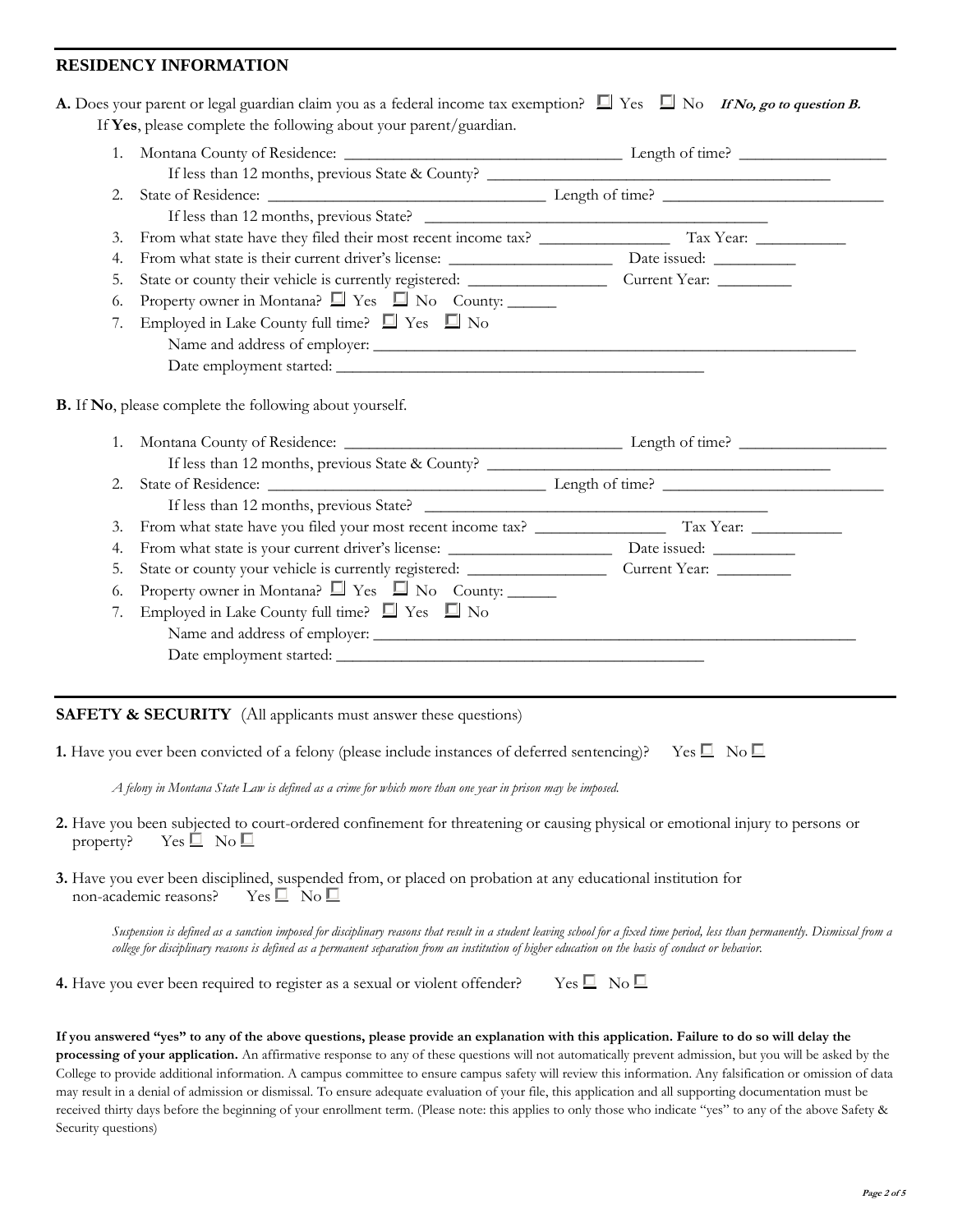## RESIDENCY INFORMATION

**A.** Does your parent or legal guardian claim you as a federal income tax exemption? ☐ Yes ☐ No ***If No, go to question B.***
If **Yes**, please complete the following about your parent/guardian.

1. Montana County of Residence: ______________________________ Length of time? ________________
   If less than 12 months, previous State & County? ______________________________________
2. State of Residence: ______________________________ Length of time? ________________________
   If less than 12 months, previous State? ______________________________________
3. From what state have they filed their most recent income tax? ______________ Tax Year: __________
4. From what state is their current driver's license: __________________ Date issued: _________
5. State or county their vehicle is currently registered: ________________ Current Year: ________
6. Property owner in Montana? ☐ Yes ☐ No County: ______
7. Employed in Lake County full time? ☐ Yes ☐ No
   Name and address of employer: _______________________________________________________
   Date employment started: ________________________________________

**B.** If **No**, please complete the following about yourself.

1. Montana County of Residence: ______________________________ Length of time? ________________
   If less than 12 months, previous State & County? ______________________________________
2. State of Residence: ______________________________ Length of time? ________________________
   If less than 12 months, previous State? ______________________________________
3. From what state have you filed your most recent income tax? ______________ Tax Year: __________
4. From what state is your current driver's license: __________________ Date issued: _________
5. State or county your vehicle is currently registered: ________________ Current Year: ________
6. Property owner in Montana? ☐ Yes ☐ No County: ______
7. Employed in Lake County full time? ☐ Yes ☐ No
   Name and address of employer: _______________________________________________________
   Date employment started: ________________________________________

## SAFETY & SECURITY (All applicants must answer these questions)

**1.** Have you ever been convicted of a felony (please include instances of deferred sentencing)? Yes ☐ No ☐

*A felony in Montana State Law is defined as a crime for which more than one year in prison may be imposed.*

**2.** Have you been subjected to court-ordered confinement for threatening or causing physical or emotional injury to persons or property? Yes ☐ No ☐

**3.** Have you ever been disciplined, suspended from, or placed on probation at any educational institution for non-academic reasons? Yes ☐ No ☐

*Suspension is defined as a sanction imposed for disciplinary reasons that result in a student leaving school for a fixed time period, less than permanently. Dismissal from a college for disciplinary reasons is defined as a permanent separation from an institution of higher education on the basis of conduct or behavior.*

**4.** Have you ever been required to register as a sexual or violent offender? Yes ☐ No ☐

**If you answered "yes" to any of the above questions, please provide an explanation with this application. Failure to do so will delay the processing of your application.** An affirmative response to any of these questions will not automatically prevent admission, but you will be asked by the College to provide additional information. A campus committee to ensure campus safety will review this information. Any falsification or omission of data may result in a denial of admission or dismissal. To ensure adequate evaluation of your file, this application and all supporting documentation must be received thirty days before the beginning of your enrollment term. (Please note: this applies to only those who indicate "yes" to any of the above Safety & Security questions)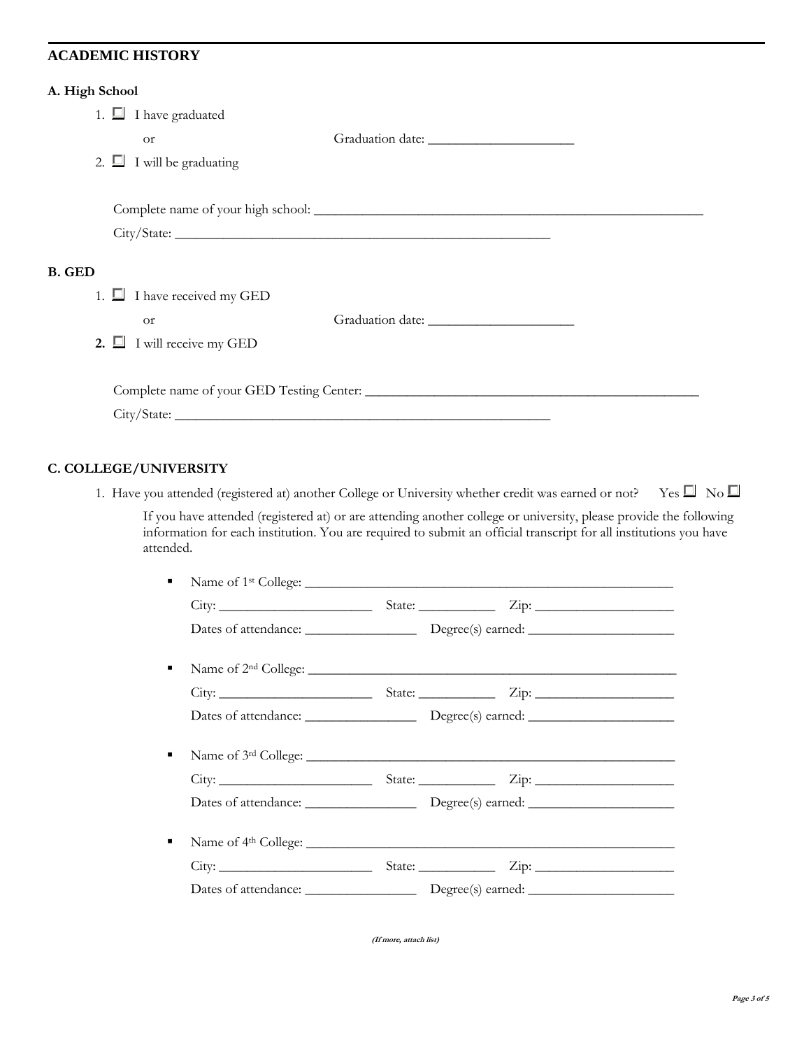## ACADEMIC HISTORY

### A. High School

1. ☐ I have graduated

   or Graduation date: ____________________

2. ☐ I will be graduating

Complete name of your high school: ____________________________________________________

City/State: ________________________________________________

### B. GED

1. ☐ I have received my GED

   or Graduation date: ____________________

2. ☐ I will receive my GED

Complete name of your GED Testing Center: ____________________________________________

City/State: ________________________________________________

### C. COLLEGE/UNIVERSITY

1. Have you attended (registered at) another College or University whether credit was earned or not? Yes ☐ No ☐

   If you have attended (registered at) or are attending another college or university, please provide the following information for each institution. You are required to submit an official transcript for all institutions you have attended.

   - Name of 1st College: ________________________________________________

     City: ____________________ State: __________ Zip: __________________

     Dates of attendance: _______________ Degree(s) earned: ____________________

   - Name of 2nd College: ________________________________________________

     City: ____________________ State: __________ Zip: __________________

     Dates of attendance: _______________ Degree(s) earned: ____________________

   - Name of 3rd College: ________________________________________________

     City: ____________________ State: __________ Zip: __________________

     Dates of attendance: _______________ Degree(s) earned: ____________________

   - Name of 4th College: ________________________________________________

     City: ____________________ State: __________ Zip: __________________

     Dates of attendance: _______________ Degree(s) earned: ____________________

***(If more, attach list)***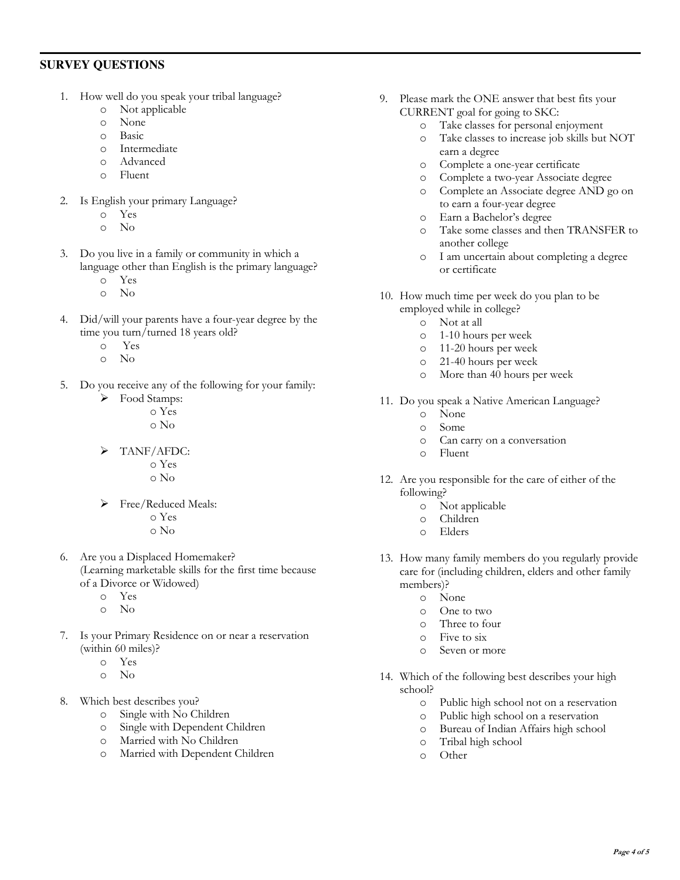## SURVEY QUESTIONS

1. How well do you speak your tribal language?
   - Not applicable
   - None
   - Basic
   - Intermediate
   - Advanced
   - Fluent

2. Is English your primary Language?
   - Yes
   - No

3. Do you live in a family or community in which a language other than English is the primary language?
   - Yes
   - No

4. Did/will your parents have a four-year degree by the time you turn/turned 18 years old?
   - Yes
   - No

5. Do you receive any of the following for your family:
   - Food Stamps:
     - Yes
     - No
   - TANF/AFDC:
     - Yes
     - No
   - Free/Reduced Meals:
     - Yes
     - No

6. Are you a Displaced Homemaker?
   (Learning marketable skills for the first time because of a Divorce or Widowed)
   - Yes
   - No

7. Is your Primary Residence on or near a reservation (within 60 miles)?
   - Yes
   - No

8. Which best describes you?
   - Single with No Children
   - Single with Dependent Children
   - Married with No Children
   - Married with Dependent Children

9. Please mark the ONE answer that best fits your CURRENT goal for going to SKC:
   - Take classes for personal enjoyment
   - Take classes to increase job skills but NOT earn a degree
   - Complete a one-year certificate
   - Complete a two-year Associate degree
   - Complete an Associate degree AND go on to earn a four-year degree
   - Earn a Bachelor's degree
   - Take some classes and then TRANSFER to another college
   - I am uncertain about completing a degree or certificate

10. How much time per week do you plan to be employed while in college?
    - Not at all
    - 1-10 hours per week
    - 11-20 hours per week
    - 21-40 hours per week
    - More than 40 hours per week

11. Do you speak a Native American Language?
    - None
    - Some
    - Can carry on a conversation
    - Fluent

12. Are you responsible for the care of either of the following?
    - Not applicable
    - Children
    - Elders

13. How many family members do you regularly provide care for (including children, elders and other family members)?
    - None
    - One to two
    - Three to four
    - Five to six
    - Seven or more

14. Which of the following best describes your high school?
    - Public high school not on a reservation
    - Public high school on a reservation
    - Bureau of Indian Affairs high school
    - Tribal high school
    - Other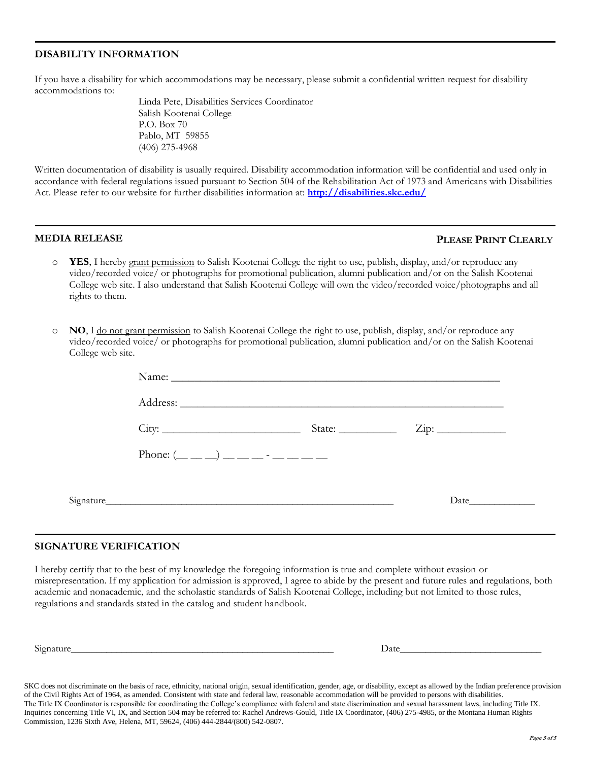## DISABILITY INFORMATION

If you have a disability for which accommodations may be necessary, please submit a confidential written request for disability accommodations to:

Linda Pete, Disabilities Services Coordinator
Salish Kootenai College
P.O. Box 70
Pablo, MT 59855
(406) 275-4968

Written documentation of disability is usually required. Disability accommodation information will be confidential and used only in accordance with federal regulations issued pursuant to Section 504 of the Rehabilitation Act of 1973 and Americans with Disabilities Act. Please refer to our website for further disabilities information at: **http://disabilities.skc.edu/**

## MEDIA RELEASE

**PLEASE PRINT CLEARLY**

- ○ **YES**, I hereby grant permission to Salish Kootenai College the right to use, publish, display, and/or reproduce any video/recorded voice/ or photographs for promotional publication, alumni publication and/or on the Salish Kootenai College web site. I also understand that Salish Kootenai College will own the video/recorded voice/photographs and all rights to them.

- ○ **NO**, I do not grant permission to Salish Kootenai College the right to use, publish, display, and/or reproduce any video/recorded voice/ or photographs for promotional publication, alumni publication and/or on the Salish Kootenai College web site.

Name: ______________________________________________

Address: ____________________________________________

City: ________________________ State: __________ Zip: ____________

Phone: (__ __ __) __ __ __ - __ __ __ __

Signature_____________________________________________ Date____________

## SIGNATURE VERIFICATION

I hereby certify that to the best of my knowledge the foregoing information is true and complete without evasion or misrepresentation. If my application for admission is approved, I agree to abide by the present and future rules and regulations, both academic and nonacademic, and the scholastic standards of Salish Kootenai College, including but not limited to those rules, regulations and standards stated in the catalog and student handbook.

Signature_____________________________________________ Date___________________________

SKC does not discriminate on the basis of race, ethnicity, national origin, sexual identification, gender, age, or disability, except as allowed by the Indian preference provision of the Civil Rights Act of 1964, as amended. Consistent with state and federal law, reasonable accommodation will be provided to persons with disabilities. The Title IX Coordinator is responsible for coordinating the College's compliance with federal and state discrimination and sexual harassment laws, including Title IX. Inquiries concerning Title VI, IX, and Section 504 may be referred to: Rachel Andrews-Gould, Title IX Coordinator, (406) 275-4985, or the Montana Human Rights Commission, 1236 Sixth Ave, Helena, MT, 59624, (406) 444-2844/(800) 542-0807.